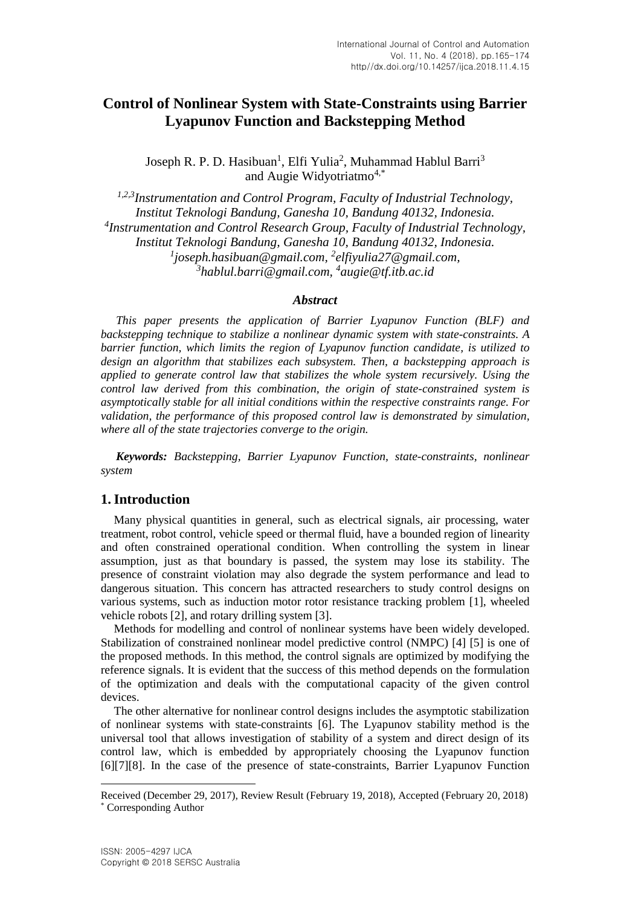# Control of Nonlinear System with State-Constraints using Barrier Lyapunov Function and Backstepping Method

Joseph R. P. D. Hasibuan[1], Elfi Yulia[2], Muhammad Hablul Barri[3] and Augie Widyotriatmo[4,*]

*[1,2,3]Instrumentation and Control Program, Faculty of Industrial Technology, Institut Teknologi Bandung, Ganesha 10, Bandung 40132, Indonesia.*
*[4]Instrumentation and Control Research Group, Faculty of Industrial Technology, Institut Teknologi Bandung, Ganesha 10, Bandung 40132, Indonesia.*
*[1]joseph.hasibuan@gmail.com, [2]elfiyulia27@gmail.com, [3]hablul.barri@gmail.com, [4]augie@tf.itb.ac.id*

### *Abstract*

*This paper presents the application of Barrier Lyapunov Function (BLF) and backstepping technique to stabilize a nonlinear dynamic system with state-constraints. A barrier function, which limits the region of Lyapunov function candidate, is utilized to design an algorithm that stabilizes each subsystem. Then, a backstepping approach is applied to generate control law that stabilizes the whole system recursively. Using the control law derived from this combination, the origin of state-constrained system is asymptotically stable for all initial conditions within the respective constraints range. For validation, the performance of this proposed control law is demonstrated by simulation, where all of the state trajectories converge to the origin.*

***Keywords:*** *Backstepping, Barrier Lyapunov Function, state-constraints, nonlinear system*

## 1. Introduction

Many physical quantities in general, such as electrical signals, air processing, water treatment, robot control, vehicle speed or thermal fluid, have a bounded region of linearity and often constrained operational condition. When controlling the system in linear assumption, just as that boundary is passed, the system may lose its stability. The presence of constraint violation may also degrade the system performance and lead to dangerous situation. This concern has attracted researchers to study control designs on various systems, such as induction motor rotor resistance tracking problem [1], wheeled vehicle robots [2], and rotary drilling system [3].

Methods for modelling and control of nonlinear systems have been widely developed. Stabilization of constrained nonlinear model predictive control (NMPC) [4] [5] is one of the proposed methods. In this method, the control signals are optimized by modifying the reference signals. It is evident that the success of this method depends on the formulation of the optimization and deals with the computational capacity of the given control devices.

The other alternative for nonlinear control designs includes the asymptotic stabilization of nonlinear systems with state-constraints [6]. The Lyapunov stability method is the universal tool that allows investigation of stability of a system and direct design of its control law, which is embedded by appropriately choosing the Lyapunov function [6][7][8]. In the case of the presence of state-constraints, Barrier Lyapunov Function

Received (December 29, 2017), Review Result (February 19, 2018), Accepted (February 20, 2018)
[*] Corresponding Author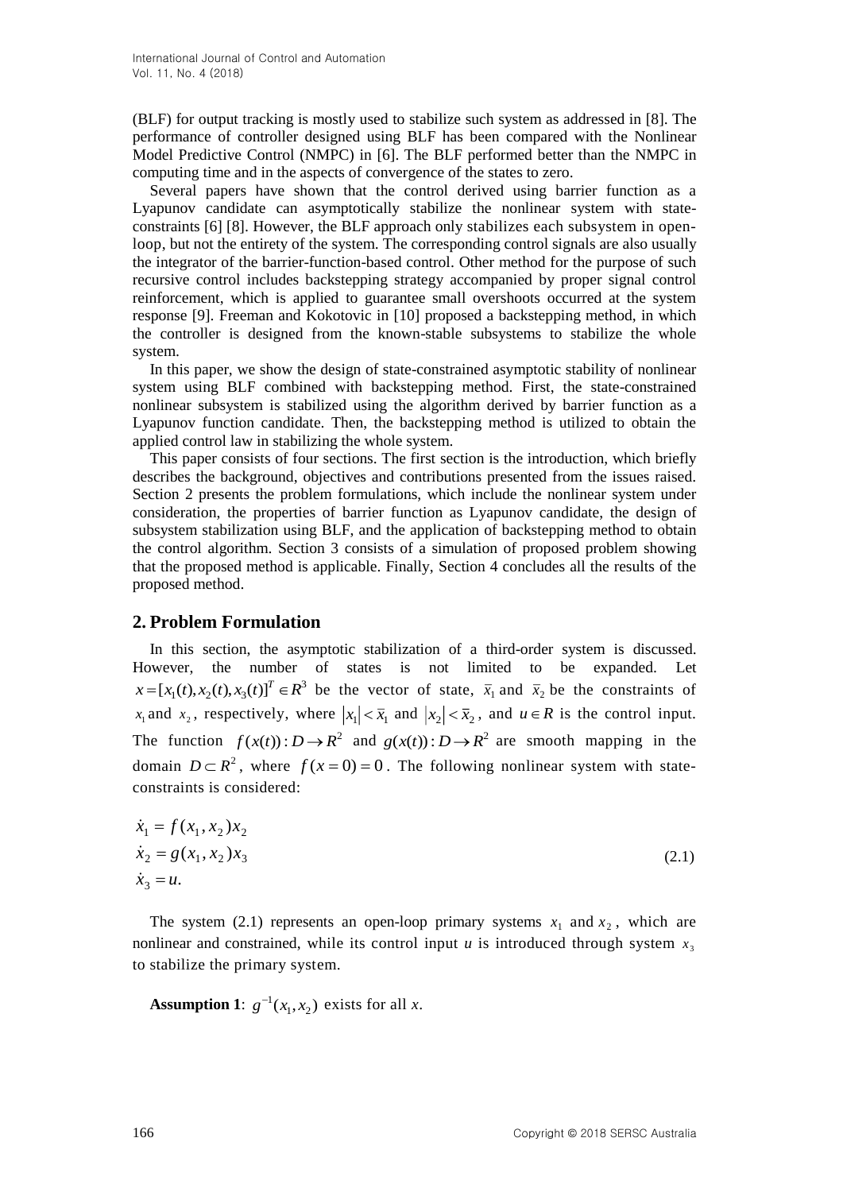(BLF) for output tracking is mostly used to stabilize such system as addressed in [8]. The performance of controller designed using BLF has been compared with the Nonlinear Model Predictive Control (NMPC) in [6]. The BLF performed better than the NMPC in computing time and in the aspects of convergence of the states to zero.

Several papers have shown that the control derived using barrier function as a Lyapunov candidate can asymptotically stabilize the nonlinear system with state-constraints [6] [8]. However, the BLF approach only stabilizes each subsystem in open-loop, but not the entirety of the system. The corresponding control signals are also usually the integrator of the barrier-function-based control. Other method for the purpose of such recursive control includes backstepping strategy accompanied by proper signal control reinforcement, which is applied to guarantee small overshoots occurred at the system response [9]. Freeman and Kokotovic in [10] proposed a backstepping method, in which the controller is designed from the known-stable subsystems to stabilize the whole system.

In this paper, we show the design of state-constrained asymptotic stability of nonlinear system using BLF combined with backstepping method. First, the state-constrained nonlinear subsystem is stabilized using the algorithm derived by barrier function as a Lyapunov function candidate. Then, the backstepping method is utilized to obtain the applied control law in stabilizing the whole system.

This paper consists of four sections. The first section is the introduction, which briefly describes the background, objectives and contributions presented from the issues raised. Section 2 presents the problem formulations, which include the nonlinear system under consideration, the properties of barrier function as Lyapunov candidate, the design of subsystem stabilization using BLF, and the application of backstepping method to obtain the control algorithm. Section 3 consists of a simulation of proposed problem showing that the proposed method is applicable. Finally, Section 4 concludes all the results of the proposed method.

## 2. Problem Formulation

In this section, the asymptotic stabilization of a third-order system is discussed. However, the number of states is not limited to be expanded. Let $x = [x_1(t), x_2(t), x_3(t)]^T \in R^3$ be the vector of state, $\bar{x}_1$ and $\bar{x}_2$ be the constraints of $x_1$ and $x_2$, respectively, where $|x_1| < \bar{x}_1$ and $|x_2| < \bar{x}_2$, and $u \in R$ is the control input. The function $f(x(t)) : D \to R^2$ and $g(x(t)) : D \to R^2$ are smooth mapping in the domain $D \subset R^2$, where $f(x = 0) = 0$. The following nonlinear system with state-constraints is considered:

$$
\begin{aligned}
\dot{x}_1 &= f(x_1, x_2)x_2 \\
\dot{x}_2 &= g(x_1, x_2)x_3 \\
\dot{x}_3 &= u.
\end{aligned}
\tag{2.1}
$$

The system (2.1) represents an open-loop primary systems $x_1$ and $x_2$, which are nonlinear and constrained, while its control input $u$ is introduced through system $x_3$ to stabilize the primary system.

**Assumption 1**: $g^{-1}(x_1, x_2)$ exists for all $x$.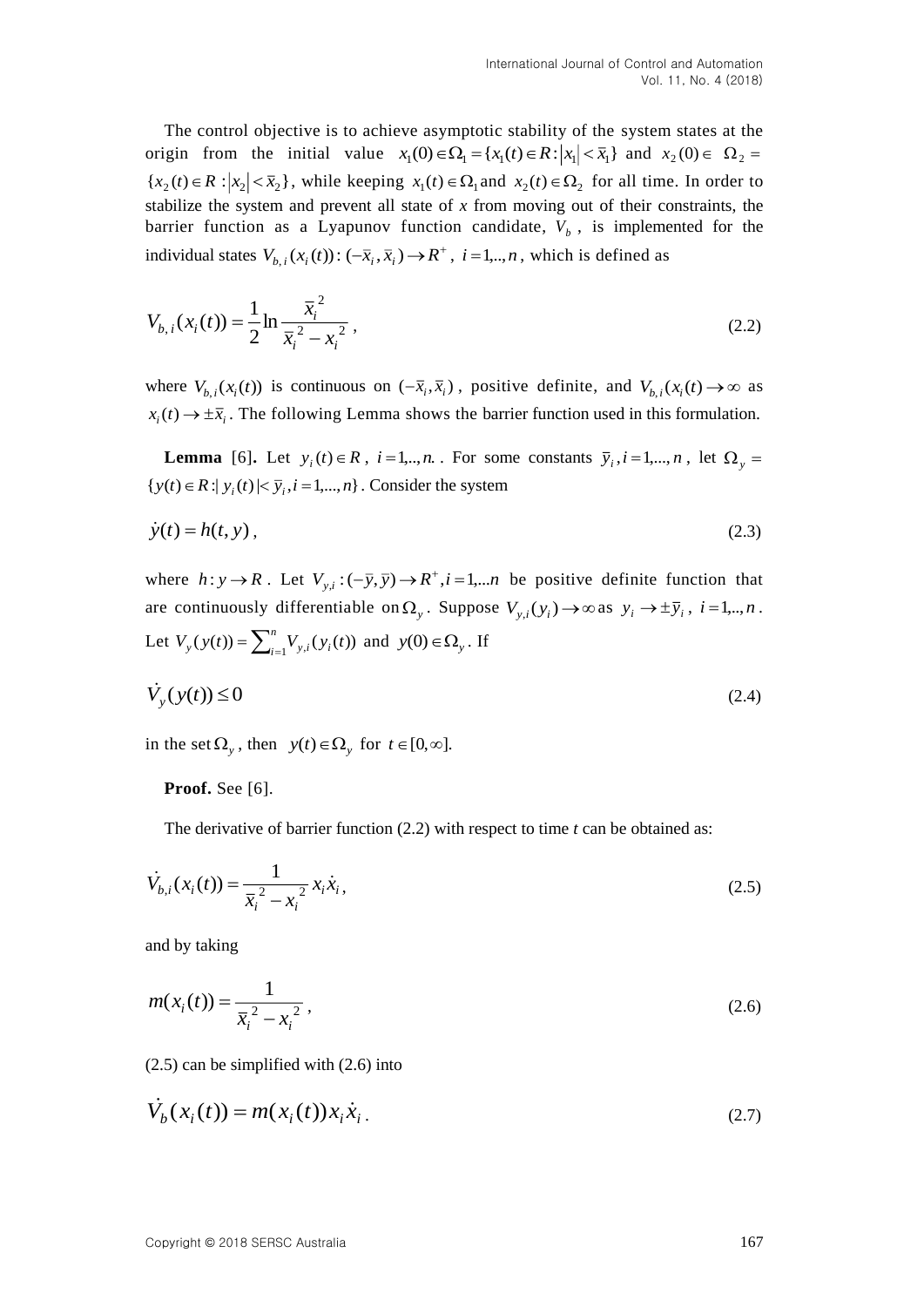The control objective is to achieve asymptotic stability of the system states at the origin from the initial value $x_1(0) \in \Omega_1 = \{x_1(t) \in R : |x_1| < \bar{x}_1\}$ and $x_2(0) \in \Omega_2 = \{x_2(t) \in R : |x_2| < \bar{x}_2\}$, while keeping $x_1(t) \in \Omega_1$ and $x_2(t) \in \Omega_2$ for all time. In order to stabilize the system and prevent all state of $x$ from moving out of their constraints, the barrier function as a Lyapunov function candidate, $V_b$, is implemented for the individual states $V_{b,i}(x_i(t)) : (-\bar{x}_i, \bar{x}_i) \rightarrow R^+$, $i = 1,..,n$, which is defined as

$$V_{b,i}(x_i(t)) = \frac{1}{2} \ln \frac{\bar{x}_i^{\,2}}{\bar{x}_i^{\,2} - x_i^{\,2}}, \tag{2.2}$$

where $V_{b,i}(x_i(t))$ is continuous on $(-\bar{x}_i, \bar{x}_i)$, positive definite, and $V_{b,i}(x_i(t) \rightarrow \infty$ as $x_i(t) \rightarrow \pm\bar{x}_i$. The following Lemma shows the barrier function used in this formulation.

**Lemma** [6]**.** Let $y_i(t) \in R$, $i = 1,..,n.$. For some constants $\bar{y}_i, i = 1,...,n$, let $\Omega_y = \{y(t) \in R : | y_i(t) | < \bar{y}_i, i = 1,...,n\}$. Consider the system

$$\dot{y}(t) = h(t, y), \tag{2.3}$$

where $h : y \rightarrow R$. Let $V_{y,i} : (-\bar{y}, \bar{y}) \rightarrow R^+, i = 1,...n$ be positive definite function that are continuously differentiable on $\Omega_y$. Suppose $V_{y,i}(y_i) \rightarrow \infty$ as $y_i \rightarrow \pm\bar{y}_i$, $i = 1,..,n$. Let $V_y(y(t)) = \sum_{i=1}^{n} V_{y,i}(y_i(t))$ and $y(0) \in \Omega_y$. If

$$\dot{V}_y(y(t)) \leq 0 \tag{2.4}$$

in the set $\Omega_y$, then $y(t) \in \Omega_y$ for $t \in [0, \infty]$.

**Proof.** See [6].

The derivative of barrier function (2.2) with respect to time $t$ can be obtained as:

$$\dot{V}_{b,i}(x_i(t)) = \frac{1}{\bar{x}_i^{\,2} - x_i^{\,2}} x_i \dot{x}_i, \tag{2.5}$$

and by taking

$$m(x_i(t)) = \frac{1}{\bar{x}_i^{\,2} - x_i^{\,2}}, \tag{2.6}$$

(2.5) can be simplified with (2.6) into

$$\dot{V}_b(x_i(t)) = m(x_i(t)) x_i \dot{x}_i. \tag{2.7}$$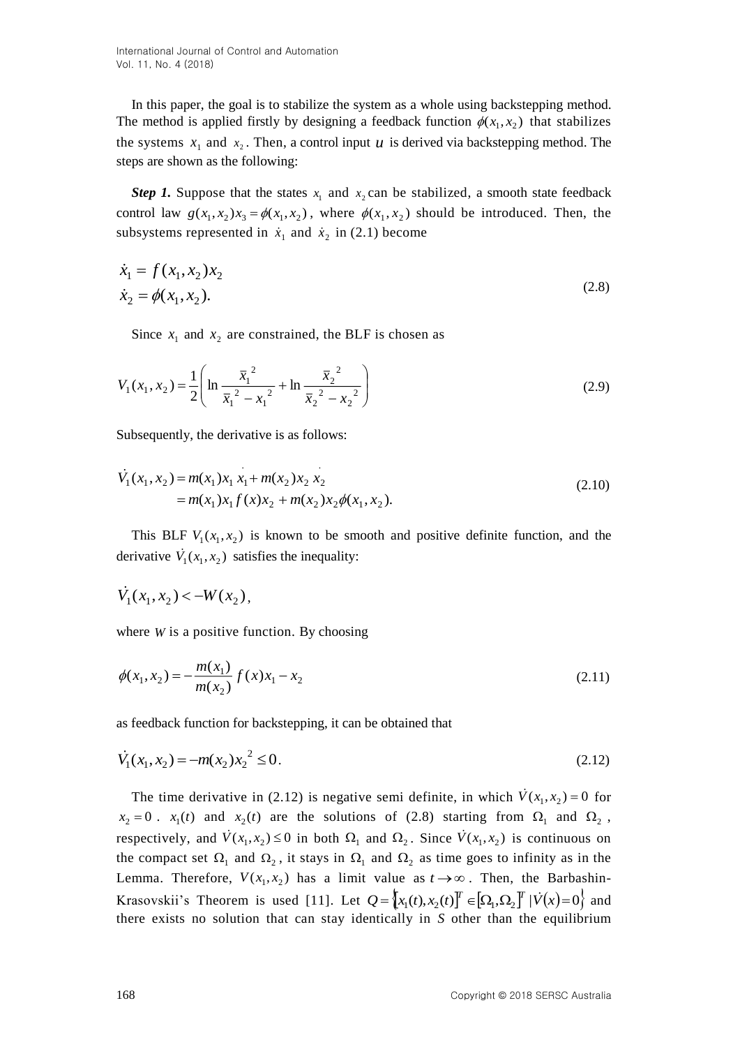In this paper, the goal is to stabilize the system as a whole using backstepping method. The method is applied firstly by designing a feedback function $\phi(x_1, x_2)$ that stabilizes the systems $x_1$ and $x_2$. Then, a control input $u$ is derived via backstepping method. The steps are shown as the following:

***Step 1.*** Suppose that the states $x_1$ and $x_2$ can be stabilized, a smooth state feedback control law $g(x_1, x_2)x_3 = \phi(x_1, x_2)$, where $\phi(x_1, x_2)$ should be introduced. Then, the subsystems represented in $\dot{x}_1$ and $\dot{x}_2$ in (2.1) become

$$
\begin{aligned}
\dot{x}_1 &= f(x_1, x_2)x_2 \\
\dot{x}_2 &= \phi(x_1, x_2).
\end{aligned}
\tag{2.8}
$$

Since $x_1$ and $x_2$ are constrained, the BLF is chosen as

$$
V_1(x_1, x_2) = \frac{1}{2}\left( \ln \frac{\bar{x}_1^{\,2}}{\bar{x}_1^{\,2} - x_1^{\,2}} + \ln \frac{\bar{x}_2^{\,2}}{\bar{x}_2^{\,2} - x_2^{\,2}} \right)
\tag{2.9}
$$

Subsequently, the derivative is as follows:

$$
\begin{aligned}
\dot{V}_1(x_1, x_2) &= m(x_1)x_1 \dot{x}_1 + m(x_2)x_2 \dot{x}_2 \\
&= m(x_1)x_1 f(x)x_2 + m(x_2)x_2\phi(x_1, x_2).
\end{aligned}
\tag{2.10}
$$

This BLF $V_1(x_1, x_2)$ is known to be smooth and positive definite function, and the derivative $\dot{V}_1(x_1, x_2)$ satisfies the inequality:

$$
\dot{V}_1(x_1, x_2) < -W(x_2),
$$

where $W$ is a positive function. By choosing

$$
\phi(x_1, x_2) = -\frac{m(x_1)}{m(x_2)} f(x)x_1 - x_2
\tag{2.11}
$$

as feedback function for backstepping, it can be obtained that

$$
\dot{V}_1(x_1, x_2) = -m(x_2)x_2^{\,2} \le 0.
\tag{2.12}
$$

The time derivative in (2.12) is negative semi definite, in which $\dot{V}(x_1, x_2) = 0$ for $x_2 = 0$. $x_1(t)$ and $x_2(t)$ are the solutions of (2.8) starting from $\Omega_1$ and $\Omega_2$, respectively, and $\dot{V}(x_1, x_2) \le 0$ in both $\Omega_1$ and $\Omega_2$. Since $\dot{V}(x_1, x_2)$ is continuous on the compact set $\Omega_1$ and $\Omega_2$, it stays in $\Omega_1$ and $\Omega_2$ as time goes to infinity as in the Lemma. Therefore, $V(x_1, x_2)$ has a limit value as $t \to \infty$. Then, the Barbashin-Krasovskii's Theorem is used [11]. Let $Q = \left\{ [x_1(t), x_2(t)]^T \in [\Omega_1, \Omega_2]^T \mid \dot{V}(x) = 0 \right\}$ and there exists no solution that can stay identically in *S* other than the equilibrium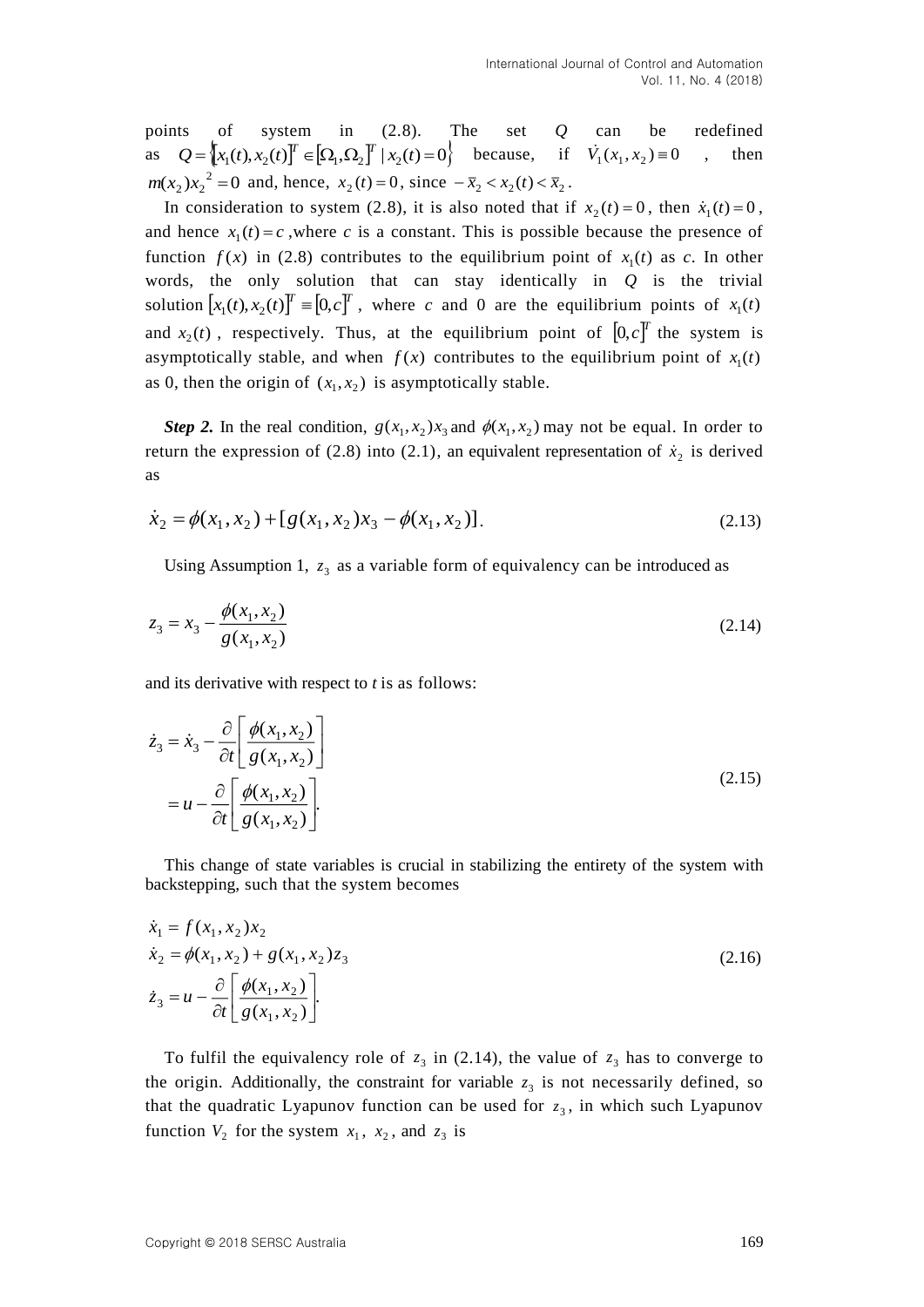points of system in (2.8). The set $Q$ can be redefined as $Q = \{[x_1(t), x_2(t)]^T \in [\Omega_1, \Omega_2]^T \mid x_2(t) = 0\}$ because, if $\dot{V}_1(x_1, x_2) \equiv 0$, then $m(x_2)x_2^{\,2} = 0$ and, hence, $x_2(t) = 0$, since $-\bar{x}_2 < x_2(t) < \bar{x}_2$.

In consideration to system (2.8), it is also noted that if $x_2(t) = 0$, then $\dot{x}_1(t) = 0$, and hence $x_1(t) = c$, where $c$ is a constant. This is possible because the presence of function $f(x)$ in (2.8) contributes to the equilibrium point of $x_1(t)$ as $c$. In other words, the only solution that can stay identically in $Q$ is the trivial solution $[x_1(t), x_2(t)]^T \equiv [0, c]^T$, where $c$ and 0 are the equilibrium points of $x_1(t)$ and $x_2(t)$, respectively. Thus, at the equilibrium point of $[0, c]^T$ the system is asymptotically stable, and when $f(x)$ contributes to the equilibrium point of $x_1(t)$ as 0, then the origin of $(x_1, x_2)$ is asymptotically stable.

***Step 2.*** In the real condition, $g(x_1, x_2)x_3$ and $\phi(x_1, x_2)$ may not be equal. In order to return the expression of (2.8) into (2.1), an equivalent representation of $\dot{x}_2$ is derived as

$$\dot{x}_2 = \phi(x_1, x_2) + [g(x_1, x_2)x_3 - \phi(x_1, x_2)]. \tag{2.13}$$

Using Assumption 1, $z_3$ as a variable form of equivalency can be introduced as

$$z_3 = x_3 - \frac{\phi(x_1, x_2)}{g(x_1, x_2)} \tag{2.14}$$

and its derivative with respect to $t$ is as follows:

$$\begin{aligned} \dot{z}_3 &= \dot{x}_3 - \frac{\partial}{\partial t}\left[\frac{\phi(x_1, x_2)}{g(x_1, x_2)}\right] \\ &= u - \frac{\partial}{\partial t}\left[\frac{\phi(x_1, x_2)}{g(x_1, x_2)}\right]. \end{aligned} \tag{2.15}$$

This change of state variables is crucial in stabilizing the entirety of the system with backstepping, such that the system becomes

$$\begin{aligned} \dot{x}_1 &= f(x_1, x_2)x_2 \\ \dot{x}_2 &= \phi(x_1, x_2) + g(x_1, x_2)z_3 \\ \dot{z}_3 &= u - \frac{\partial}{\partial t}\left[\frac{\phi(x_1, x_2)}{g(x_1, x_2)}\right]. \end{aligned} \tag{2.16}$$

To fulfil the equivalency role of $z_3$ in (2.14), the value of $z_3$ has to converge to the origin. Additionally, the constraint for variable $z_3$ is not necessarily defined, so that the quadratic Lyapunov function can be used for $z_3$, in which such Lyapunov function $V_2$ for the system $x_1$, $x_2$, and $z_3$ is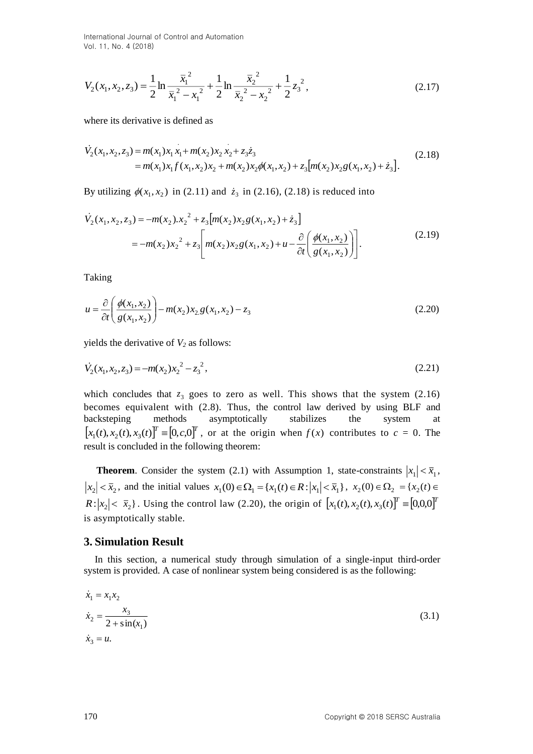$$V_2(x_1,x_2,z_3)=\frac{1}{2}\ln\frac{\bar{x}_1^{\,2}}{\bar{x}_1^{\,2}-x_1^{\,2}}+\frac{1}{2}\ln\frac{\bar{x}_2^{\,2}}{\bar{x}_2^{\,2}-x_2^{\,2}}+\frac{1}{2}z_3^{\,2}, \tag{2.17}$$

where its derivative is defined as

$$\begin{aligned}\dot{V}_2(x_1,x_2,z_3)&=m(x_1)x_1\dot{x}_1+m(x_2)x_2\dot{x}_2+z_3\dot{z}_3\\&=m(x_1)x_1f(x_1,x_2)x_2+m(x_2)x_2\phi(x_1,x_2)+z_3\left[m(x_2)x_2g(x_1,x_2)+\dot{z}_3\right].\end{aligned} \tag{2.18}$$

By utilizing $\phi(x_1,x_2)$ in (2.11) and $\dot{z}_3$ in (2.16), (2.18) is reduced into

$$\begin{aligned}\dot{V}_2(x_1,x_2,z_3)&=-m(x_2).x_2^{\,2}+z_3\left[m(x_2)x_2g(x_1,x_2)+\dot{z}_3\right]\\&=-m(x_2)x_2^{\,2}+z_3\left[m(x_2)x_2g(x_1,x_2)+u-\frac{\partial}{\partial t}\left(\frac{\phi(x_1,x_2)}{g(x_1,x_2)}\right)\right].\end{aligned} \tag{2.19}$$

Taking

$$u=\frac{\partial}{\partial t}\left(\frac{\phi(x_1,x_2)}{g(x_1,x_2)}\right)-m(x_2)x_2g(x_1,x_2)-z_3 \tag{2.20}$$

yields the derivative of $V_2$ as follows:

$$\dot{V}_2(x_1,x_2,z_3)=-m(x_2)x_2^{\,2}-z_3^{\,2}, \tag{2.21}$$

which concludes that $z_3$ goes to zero as well. This shows that the system (2.16) becomes equivalent with (2.8). Thus, the control law derived by using BLF and backsteping methods asymptotically stabilizes the system at $[x_1(t),x_2(t),x_3(t)]^T\equiv[0,c,0]^T$, or at the origin when $f(x)$ contributes to $c$ = 0. The result is concluded in the following theorem:

**Theorem**. Consider the system (2.1) with Assumption 1, state-constraints $|x_1|<\bar{x}_1$, $|x_2|<\bar{x}_2$, and the initial values $x_1(0)\in\Omega_1=\{x_1(t)\in R:|x_1|<\bar{x}_1\}$, $x_2(0)\in\Omega_2=\{x_2(t)\in R:|x_2|<\bar{x}_2\}$. Using the control law (2.20), the origin of $[x_1(t),x_2(t),x_3(t)]^T\equiv[0,0,0]^T$ is asymptotically stable.

## 3. Simulation Result

In this section, a numerical study through simulation of a single-input third-order system is provided. A case of nonlinear system being considered is as the following:

$$\begin{aligned}\dot{x}_1&=x_1x_2\\\dot{x}_2&=\frac{x_3}{2+\sin(x_1)}\\\dot{x}_3&=u.\end{aligned} \tag{3.1}$$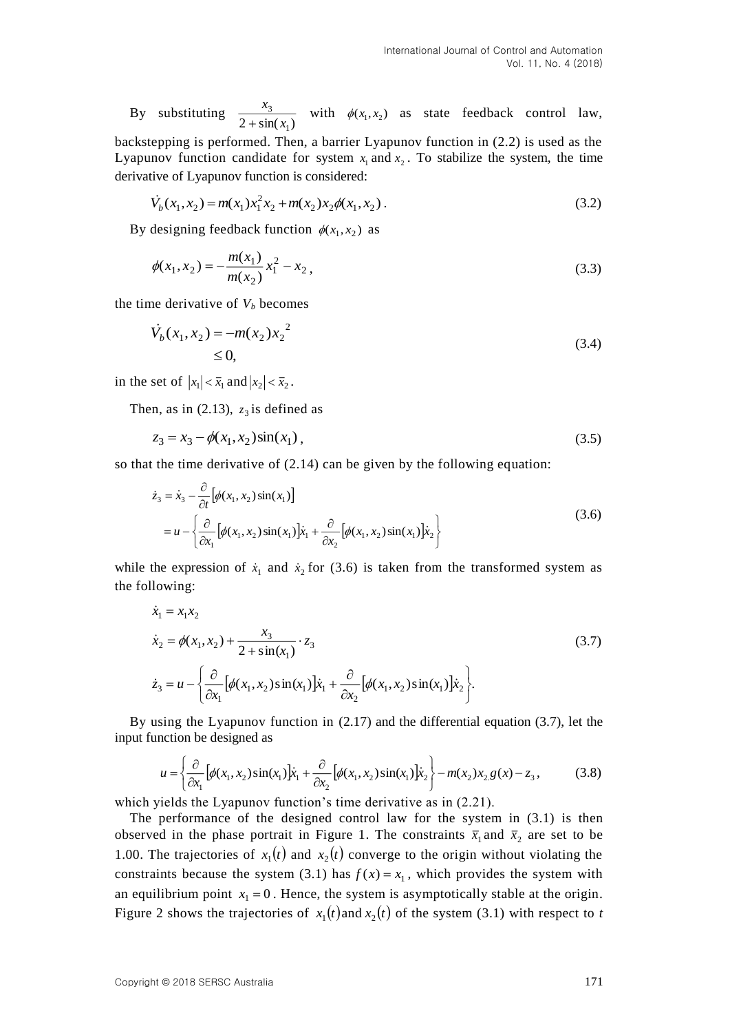By substituting $\frac{x_3}{2+\sin(x_1)}$ with $\phi(x_1, x_2)$ as state feedback control law, backstepping is performed. Then, a barrier Lyapunov function in (2.2) is used as the Lyapunov function candidate for system $x_1$ and $x_2$. To stabilize the system, the time derivative of Lyapunov function is considered:

$$\dot{V}_b(x_1, x_2) = m(x_1)x_1^2 x_2 + m(x_2)x_2\phi(x_1, x_2). \tag{3.2}$$

By designing feedback function $\phi(x_1, x_2)$ as

$$\phi(x_1, x_2) = -\frac{m(x_1)}{m(x_2)}x_1^2 - x_2, \tag{3.3}$$

the time derivative of $V_b$ becomes

$$\begin{aligned}\dot{V}_b(x_1, x_2) &= -m(x_2){x_2}^2 \\ &\leq 0,\end{aligned} \tag{3.4}$$

in the set of $|x_1| < \bar{x}_1$ and $|x_2| < \bar{x}_2$.

Then, as in (2.13), $z_3$ is defined as

$$z_3 = x_3 - \phi(x_1, x_2)\sin(x_1), \tag{3.5}$$

so that the time derivative of (2.14) can be given by the following equation:

$$\begin{aligned}\dot{z}_3 &= \dot{x}_3 - \frac{\partial}{\partial t}\left[\phi(x_1, x_2)\sin(x_1)\right] \\ &= u - \left\{\frac{\partial}{\partial x_1}\left[\phi(x_1, x_2)\sin(x_1)\right]\dot{x}_1 + \frac{\partial}{\partial x_2}\left[\phi(x_1, x_2)\sin(x_1)\right]\dot{x}_2\right\}\end{aligned} \tag{3.6}$$

while the expression of $\dot{x}_1$ and $\dot{x}_2$ for (3.6) is taken from the transformed system as the following:

$$\begin{aligned}\dot{x}_1 &= x_1 x_2 \\ \dot{x}_2 &= \phi(x_1, x_2) + \frac{x_3}{2+\sin(x_1)} \cdot z_3 \\ \dot{z}_3 &= u - \left\{\frac{\partial}{\partial x_1}\left[\phi(x_1, x_2)\sin(x_1)\right]\dot{x}_1 + \frac{\partial}{\partial x_2}\left[\phi(x_1, x_2)\sin(x_1)\right]\dot{x}_2\right\}.\end{aligned} \tag{3.7}$$

By using the Lyapunov function in (2.17) and the differential equation (3.7), let the input function be designed as

$$u = \left\{\frac{\partial}{\partial x_1}\left[\phi(x_1, x_2)\sin(x_1)\right]\dot{x}_1 + \frac{\partial}{\partial x_2}\left[\phi(x_1, x_2)\sin(x_1)\right]\dot{x}_2\right\} - m(x_2)x_2 g(x) - z_3, \tag{3.8}$$

which yields the Lyapunov function's time derivative as in (2.21).

The performance of the designed control law for the system in (3.1) is then observed in the phase portrait in Figure 1. The constraints $\bar{x}_1$ and $\bar{x}_2$ are set to be 1.00. The trajectories of $x_1(t)$ and $x_2(t)$ converge to the origin without violating the constraints because the system (3.1) has $f(x) = x_1$, which provides the system with an equilibrium point $x_1 = 0$. Hence, the system is asymptotically stable at the origin. Figure 2 shows the trajectories of $x_1(t)$ and $x_2(t)$ of the system (3.1) with respect to $t$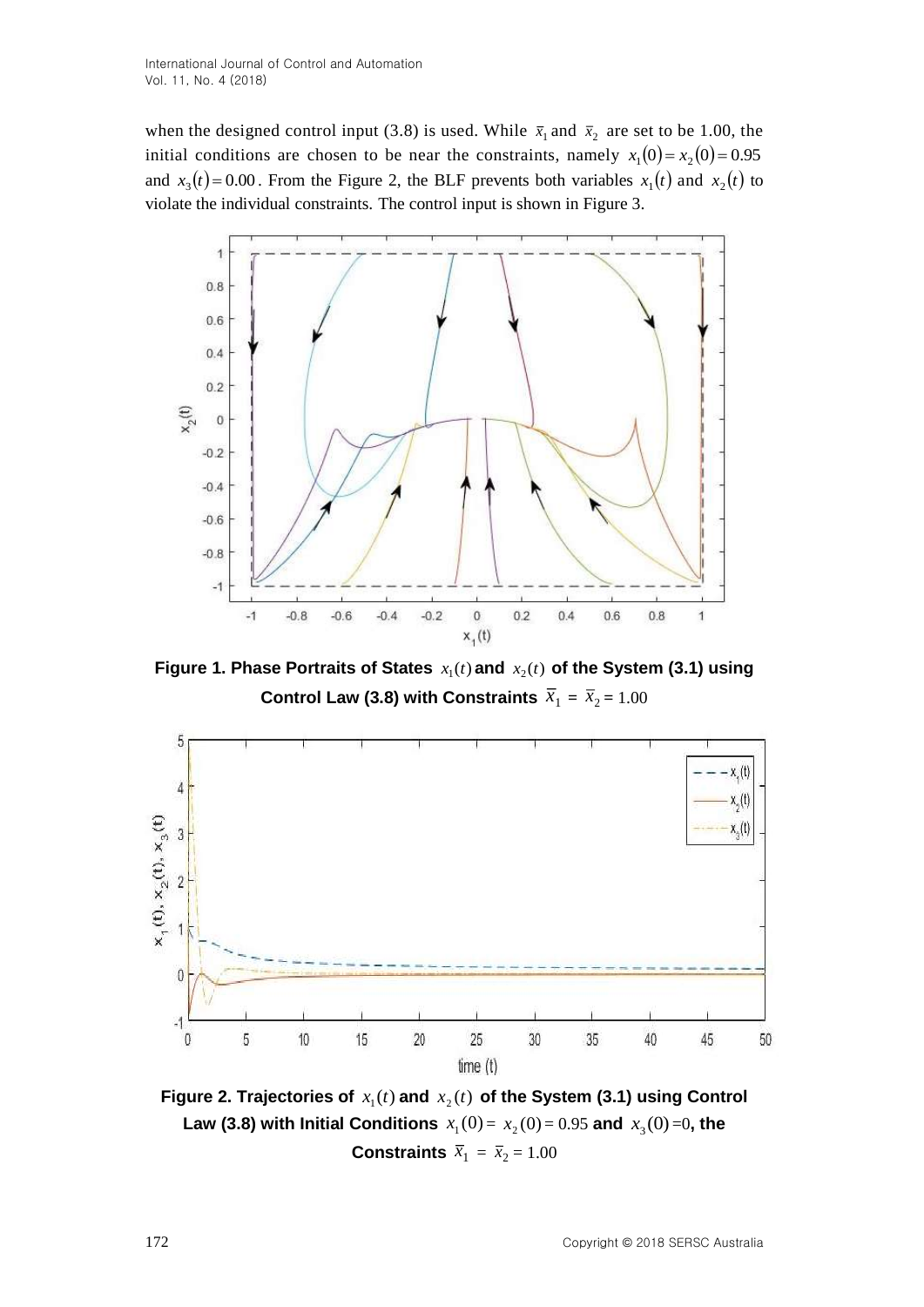when the designed control input (3.8) is used. While $\bar{x}_1$ and $\bar{x}_2$ are set to be 1.00, the initial conditions are chosen to be near the constraints, namely $x_1(0) = x_2(0) = 0.95$ and $x_3(t) = 0.00$. From the Figure 2, the BLF prevents both variables $x_1(t)$ and $x_2(t)$ to violate the individual constraints. The control input is shown in Figure 3.

**Figure 1. Phase Portraits of States $x_1(t)$ and $x_2(t)$ of the System (3.1) using Control Law (3.8) with Constraints $\bar{x}_1 = \bar{x}_2 = 1.00$**

**Figure 2. Trajectories of $x_1(t)$ and $x_2(t)$ of the System (3.1) using Control Law (3.8) with Initial Conditions $x_1(0) = x_2(0) = 0.95$ and $x_3(0) = 0$, the Constraints $\bar{x}_1 = \bar{x}_2 = 1.00$**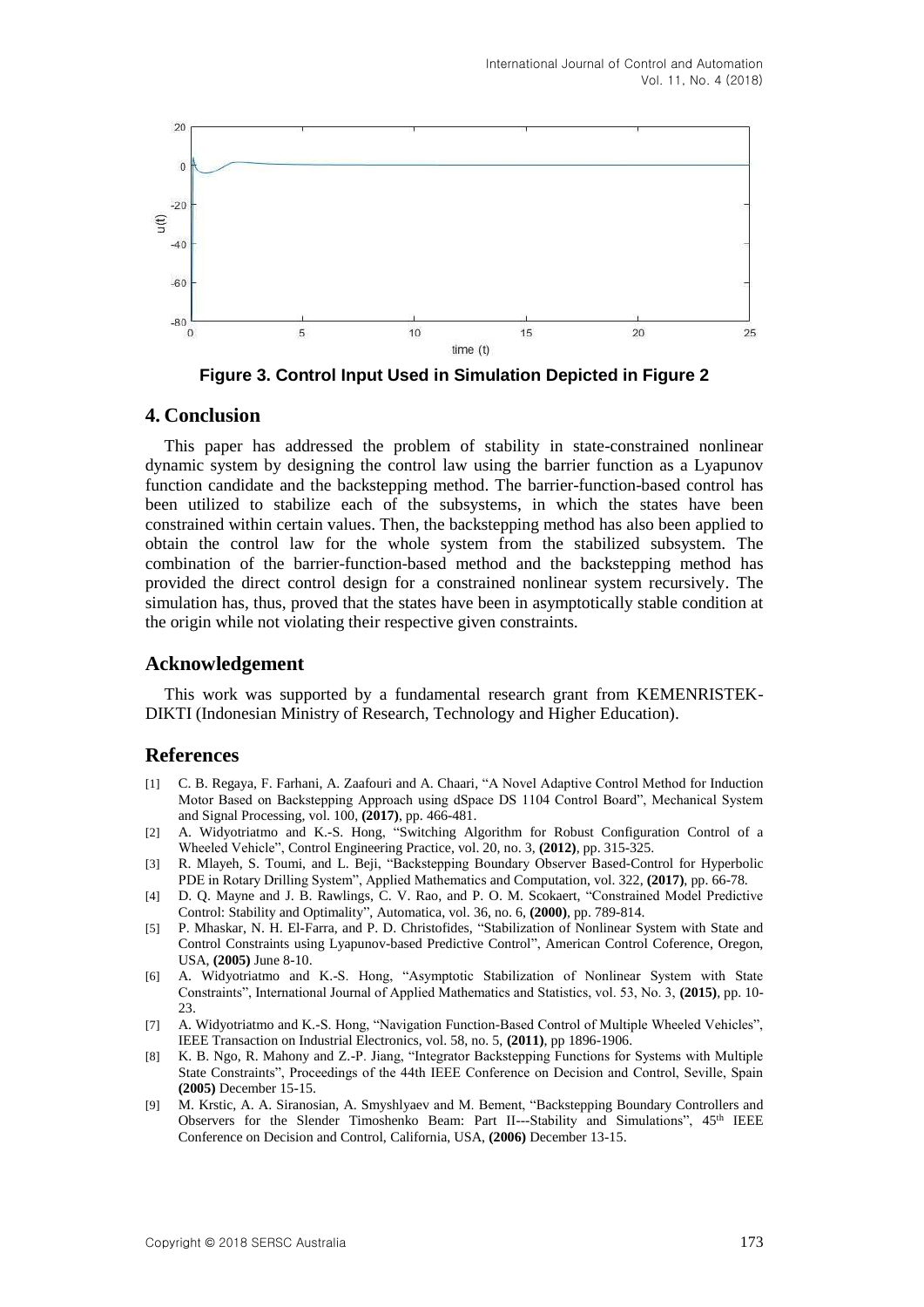Figure 3. Control Input Used in Simulation Depicted in Figure 2

## 4. Conclusion

This paper has addressed the problem of stability in state-constrained nonlinear dynamic system by designing the control law using the barrier function as a Lyapunov function candidate and the backstepping method. The barrier-function-based control has been utilized to stabilize each of the subsystems, in which the states have been constrained within certain values. Then, the backstepping method has also been applied to obtain the control law for the whole system from the stabilized subsystem. The combination of the barrier-function-based method and the backstepping method has provided the direct control design for a constrained nonlinear system recursively. The simulation has, thus, proved that the states have been in asymptotically stable condition at the origin while not violating their respective given constraints.

## Acknowledgement

This work was supported by a fundamental research grant from KEMENRISTEK-DIKTI (Indonesian Ministry of Research, Technology and Higher Education).

## References

[1] C. B. Regaya, F. Farhani, A. Zaafouri and A. Chaari, "A Novel Adaptive Control Method for Induction Motor Based on Backstepping Approach using dSpace DS 1104 Control Board", Mechanical System and Signal Processing, vol. 100, **(2017)**, pp. 466-481.

[2] A. Widyotriatmo and K.-S. Hong, "Switching Algorithm for Robust Configuration Control of a Wheeled Vehicle", Control Engineering Practice, vol. 20, no. 3, **(2012)**, pp. 315-325.

[3] R. Mlayeh, S. Toumi, and L. Beji, "Backstepping Boundary Observer Based-Control for Hyperbolic PDE in Rotary Drilling System", Applied Mathematics and Computation, vol. 322, **(2017)**, pp. 66-78.

[4] D. Q. Mayne and J. B. Rawlings, C. V. Rao, and P. O. M. Scokaert, "Constrained Model Predictive Control: Stability and Optimality", Automatica, vol. 36, no. 6, **(2000)**, pp. 789-814.

[5] P. Mhaskar, N. H. El-Farra, and P. D. Christofides, "Stabilization of Nonlinear System with State and Control Constraints using Lyapunov-based Predictive Control", American Control Coference, Oregon, USA, **(2005)** June 8-10.

[6] A. Widyotriatmo and K.-S. Hong, "Asymptotic Stabilization of Nonlinear System with State Constraints", International Journal of Applied Mathematics and Statistics, vol. 53, No. 3, **(2015)**, pp. 10-23.

[7] A. Widyotriatmo and K.-S. Hong, "Navigation Function-Based Control of Multiple Wheeled Vehicles", IEEE Transaction on Industrial Electronics, vol. 58, no. 5, **(2011)**, pp 1896-1906.

[8] K. B. Ngo, R. Mahony and Z.-P. Jiang, "Integrator Backstepping Functions for Systems with Multiple State Constraints", Proceedings of the 44th IEEE Conference on Decision and Control, Seville, Spain **(2005)** December 15-15.

[9] M. Krstic, A. A. Siranosian, A. Smyshlyaev and M. Bement, "Backstepping Boundary Controllers and Observers for the Slender Timoshenko Beam: Part II---Stability and Simulations", 45th IEEE Conference on Decision and Control, California, USA, **(2006)** December 13-15.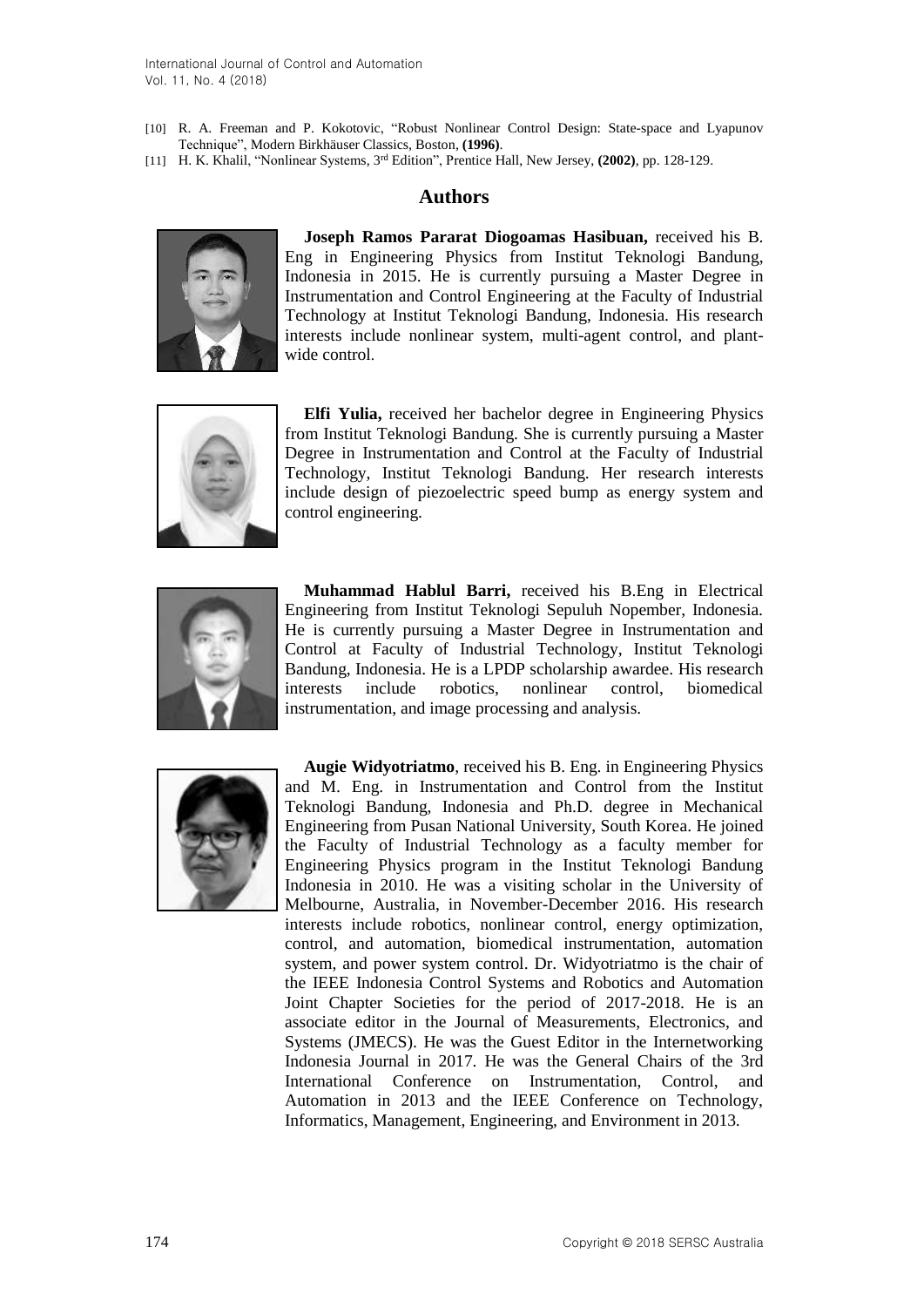[10] R. A. Freeman and P. Kokotovic, "Robust Nonlinear Control Design: State-space and Lyapunov Technique", Modern Birkhäuser Classics, Boston, **(1996)**.

[11] H. K. Khalil, "Nonlinear Systems, 3rd Edition", Prentice Hall, New Jersey, **(2002)**, pp. 128-129.

## Authors

**Joseph Ramos Pararat Diogoamas Hasibuan,** received his B. Eng in Engineering Physics from Institut Teknologi Bandung, Indonesia in 2015. He is currently pursuing a Master Degree in Instrumentation and Control Engineering at the Faculty of Industrial Technology at Institut Teknologi Bandung, Indonesia. His research interests include nonlinear system, multi-agent control, and plant-wide control.

**Elfi Yulia,** received her bachelor degree in Engineering Physics from Institut Teknologi Bandung. She is currently pursuing a Master Degree in Instrumentation and Control at the Faculty of Industrial Technology, Institut Teknologi Bandung. Her research interests include design of piezoelectric speed bump as energy system and control engineering.

**Muhammad Hablul Barri,** received his B.Eng in Electrical Engineering from Institut Teknologi Sepuluh Nopember, Indonesia. He is currently pursuing a Master Degree in Instrumentation and Control at Faculty of Industrial Technology, Institut Teknologi Bandung, Indonesia. He is a LPDP scholarship awardee. His research interests include robotics, nonlinear control, biomedical instrumentation, and image processing and analysis.

**Augie Widyotriatmo**, received his B. Eng. in Engineering Physics and M. Eng. in Instrumentation and Control from the Institut Teknologi Bandung, Indonesia and Ph.D. degree in Mechanical Engineering from Pusan National University, South Korea. He joined the Faculty of Industrial Technology as a faculty member for Engineering Physics program in the Institut Teknologi Bandung Indonesia in 2010. He was a visiting scholar in the University of Melbourne, Australia, in November-December 2016. His research interests include robotics, nonlinear control, energy optimization, control, and automation, biomedical instrumentation, automation system, and power system control. Dr. Widyotriatmo is the chair of the IEEE Indonesia Control Systems and Robotics and Automation Joint Chapter Societies for the period of 2017-2018. He is an associate editor in the Journal of Measurements, Electronics, and Systems (JMECS). He was the Guest Editor in the Internetworking Indonesia Journal in 2017. He was the General Chairs of the 3rd International Conference on Instrumentation, Control, and Automation in 2013 and the IEEE Conference on Technology, Informatics, Management, Engineering, and Environment in 2013.